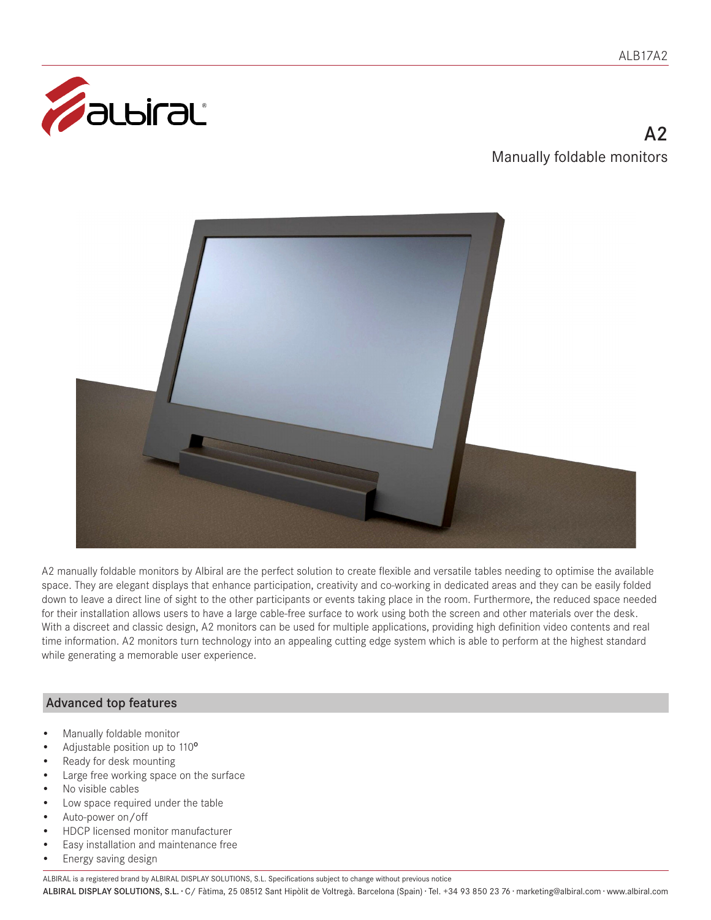# A2

## Manually foldable monitors

A2 manually foldable monitors by Albiral are the perfect solution to create flexible and versatile tables needing to optimise the available space. They are elegant displays that enhance participation, creativity and co-working in dedicated areas and they can be easily folded down to leave a direct line of sight to the other participants or events taking place in the room. Furthermore, the reduced space needed for their installation allows users to have a large cable-free surface to work using both the screen and other materials over the desk. With a discreet and classic design, A2 monitors can be used for multiple applications, providing high definition video contents and real time information. A2 monitors turn technology into an appealing cutting edge system which is able to perform at the highest standard while generating a memorable user experience.

## Advanced top features

- Manually foldable monitor
- Adjustable position up to 110º
- Ready for desk mounting
- Large free working space on the surface
- No visible cables
- Low space required under the table
- Auto-power on/off
- HDCP licensed monitor manufacturer
- Easy installation and maintenance free
- Energy saving design

ALBIRAL is a registered brand by ALBIRAL DISPLAY SOLUTIONS, S.L. Specifications subject to change without previous notice

**ALBIRAL DISPLAY SOLUTIONS, S.L.** · C/ Fàtima, 25 08512 Sant Hipòlit de Voltregà. Barcelona (Spain) · Tel. +34 93 850 23 76 · marketing@albiral.com · www.albiral.com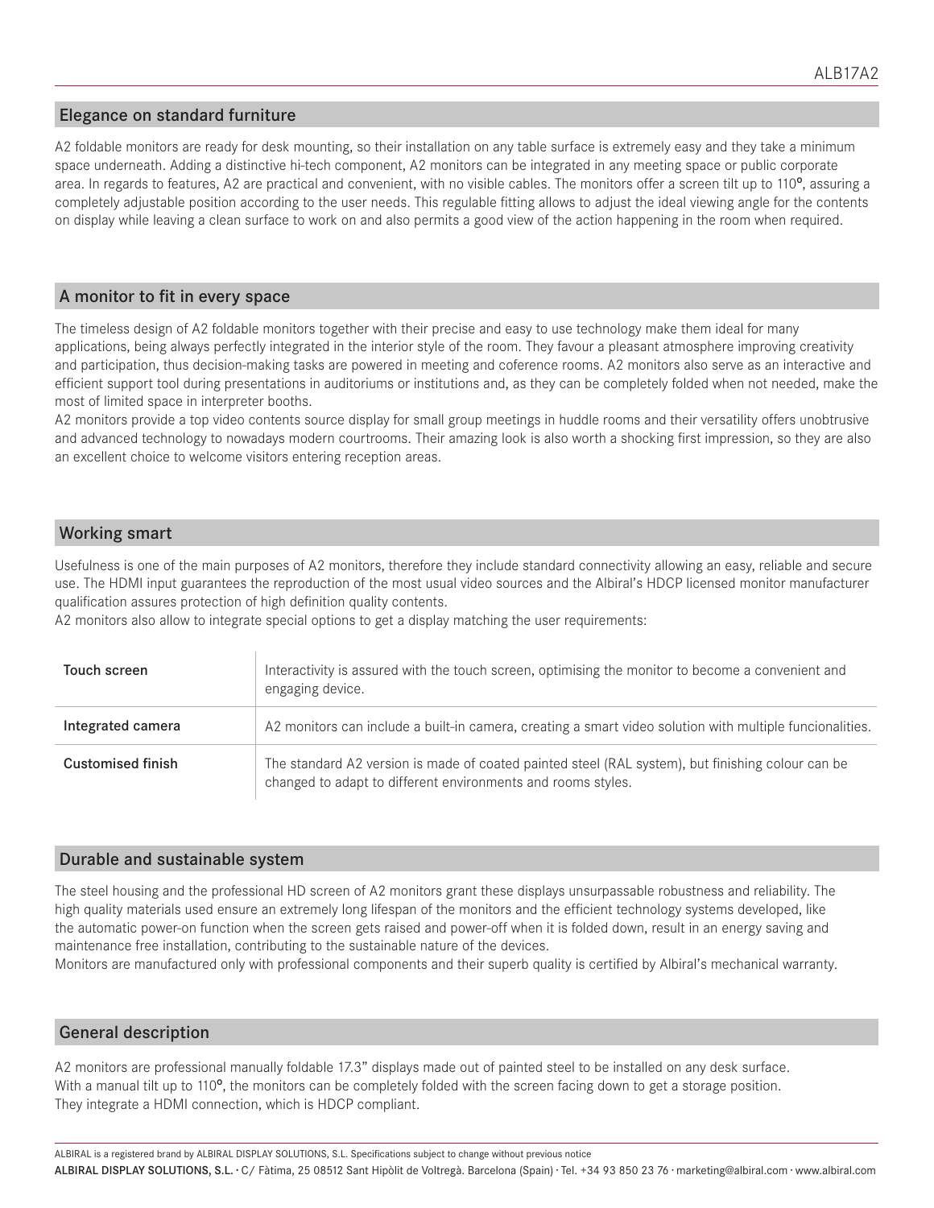## Elegance on standard furniture

A2 foldable monitors are ready for desk mounting, so their installation on any table surface is extremely easy and they take a minimum space underneath. Adding a distinctive hi-tech component, A2 monitors can be integrated in any meeting space or public corporate area. In regards to features, A2 are practical and convenient, with no visible cables. The monitors offer a screen tilt up to 110º, assuring a completely adjustable position according to the user needs. This regulable fitting allows to adjust the ideal viewing angle for the contents on display while leaving a clean surface to work on and also permits a good view of the action happening in the room when required.

## A monitor to fit in every space

The timeless design of A2 foldable monitors together with their precise and easy to use technology make them ideal for many applications, being always perfectly integrated in the interior style of the room. They favour a pleasant atmosphere improving creativity and participation, thus decision-making tasks are powered in meeting and coference rooms. A2 monitors also serve as an interactive and efficient support tool during presentations in auditoriums or institutions and, as they can be completely folded when not needed, make the most of limited space in interpreter booths.

A2 monitors provide a top video contents source display for small group meetings in huddle rooms and their versatility offers unobtrusive and advanced technology to nowadays modern courtrooms. Their amazing look is also worth a shocking first impression, so they are also an excellent choice to welcome visitors entering reception areas.

## Working smart

Usefulness is one of the main purposes of A2 monitors, therefore they include standard connectivity allowing an easy, reliable and secure use. The HDMI input guarantees the reproduction of the most usual video sources and the Albiral's HDCP licensed monitor manufacturer qualification assures protection of high definition quality contents.

A2 monitors also allow to integrate special options to get a display matching the user requirements:

| | |
|---|---|
| Touch screen | Interactivity is assured with the touch screen, optimising the monitor to become a convenient and engaging device. |
| Integrated camera | A2 monitors can include a built-in camera, creating a smart video solution with multiple funcionalities. |
| Customised finish | The standard A2 version is made of coated painted steel (RAL system), but finishing colour can be changed to adapt to different environments and rooms styles. |

## Durable and sustainable system

The steel housing and the professional HD screen of A2 monitors grant these displays unsurpassable robustness and reliability. The high quality materials used ensure an extremely long lifespan of the monitors and the efficient technology systems developed, like the automatic power-on function when the screen gets raised and power-off when it is folded down, result in an energy saving and maintenance free installation, contributing to the sustainable nature of the devices.

Monitors are manufactured only with professional components and their superb quality is certified by Albiral's mechanical warranty.

## General description

A2 monitors are professional manually foldable 17.3" displays made out of painted steel to be installed on any desk surface. With a manual tilt up to 110º, the monitors can be completely folded with the screen facing down to get a storage position. They integrate a HDMI connection, which is HDCP compliant.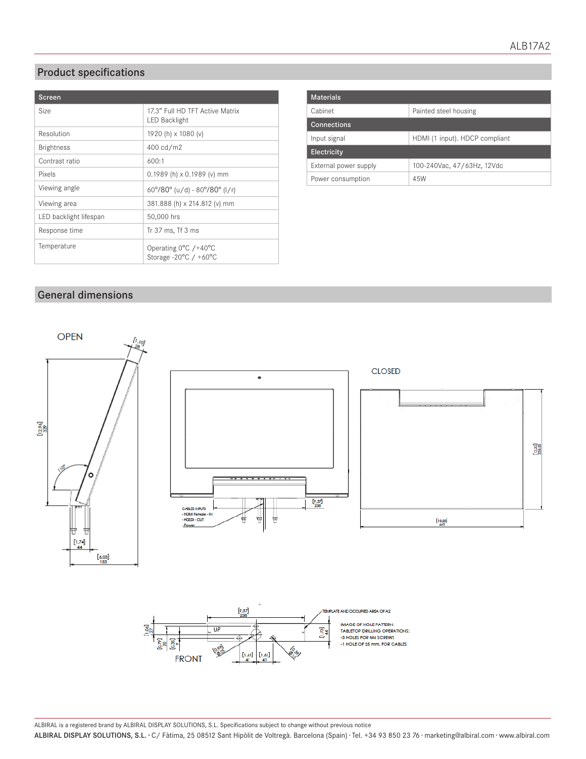## Product specifications

| Screen | |
|---|---|
| Size | 17.3" Full HD TFT Active Matrix LED Backlight |
| Resolution | 1920 (h) x 1080 (v) |
| Brightness | 400 cd/m2 |
| Contrast ratio | 600:1 |
| Pixels | 0.1989 (h) x 0.1989 (v) mm |
| Viewing angle | 60°/80° (u/d) - 80°/80° (l/r) |
| Viewing area | 381.888 (h) x 214.812 (v) mm |
| LED backlight lifespan | 50,000 hrs |
| Response time | Tr 37 ms, Tf 3 ms |
| Temperature | Operating 0°C /+40°C<br>Storage -20°C / +60°C |

| Materials | |
|---|---|
| Cabinet | Painted steel housing |
| **Connections** | |
| Input signal | HDMI (1 input). HDCP compliant |
| **Electricity** | |
| External power supply | 100-240Vac, 47/63Hz, 12Vdc |
| Power consumption | 45W |

## General dimensions

OPEN

[1,10] 28

[12,96] 329

110°

[1,74] 44

[6,03] 153

CABLES INPUTS
- HDMI Female - IN
- HDSDI - OUT
- Power

[9,37] 236

CLOSED

[13,33] 338,50

[18,23] 463

TEMPLATE AND OCCUPIED AREA OF A2

IMAGE OF HOLE PATTERN.
TABLETOP DRILLING OPERATIONS:
-3 HOLES FOR M6 SCREWS
-1 HOLE OF 25 mm. FOR CABLES

[9,37] 236

[1,06] 27

UP

[0,79] 20

[0,35] 9

[1,73] 44

[0,98] Ø25

[1,61] 41

[1,61] 41

[0,26] Ø6,50

FRONT

ALBIRAL is a registered brand by ALBIRAL DISPLAY SOLUTIONS, S.L. Specifications subject to change without previous notice

**ALBIRAL DISPLAY SOLUTIONS, S.L.** · C/ Fàtima, 25 08512 Sant Hipòlit de Voltregà. Barcelona (Spain) · Tel. +34 93 850 23 76 · marketing@albiral.com · www.albiral.com